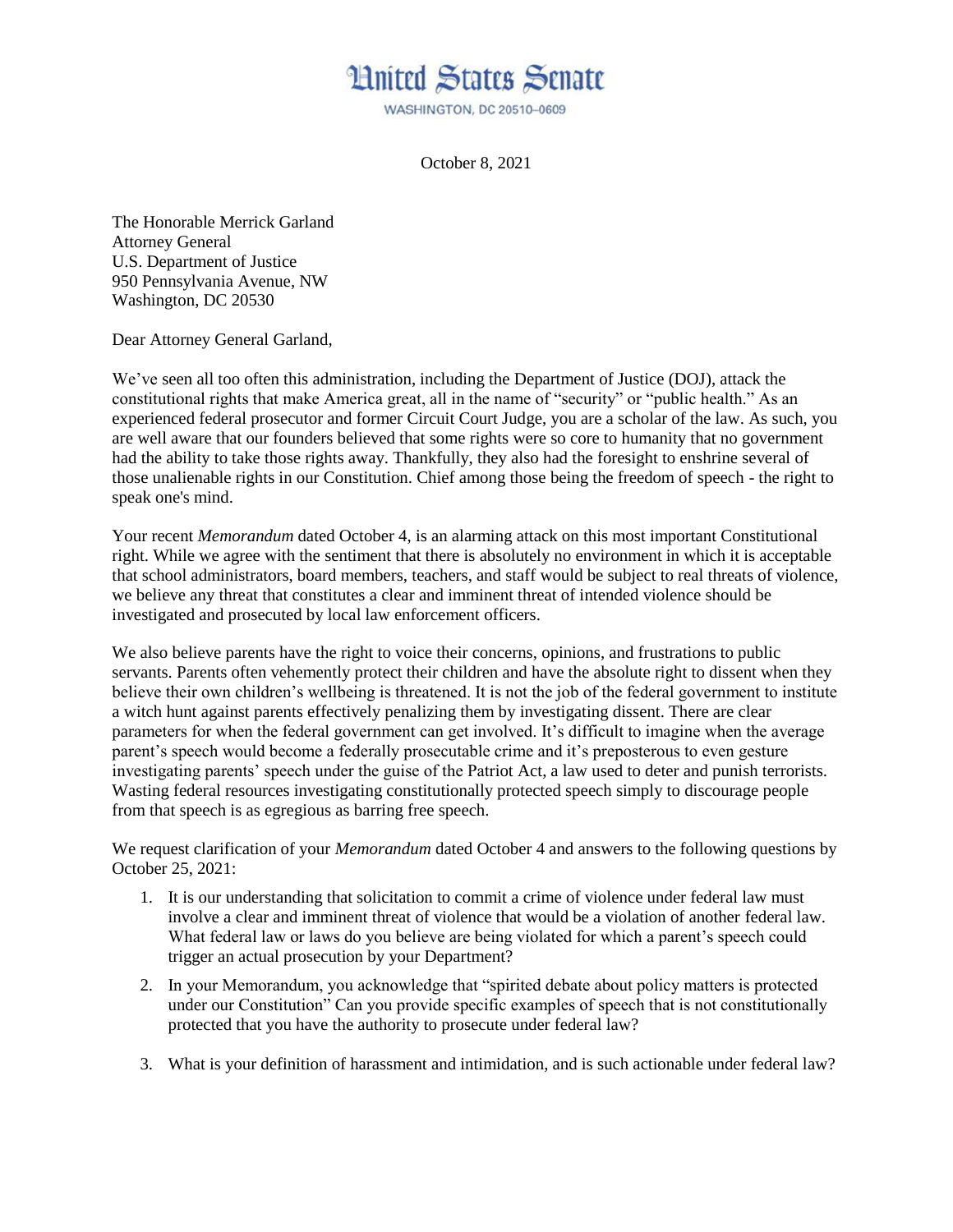# United States Senate

WASHINGTON, DC 20510–0609

October 8, 2021

The Honorable Merrick Garland
Attorney General
U.S. Department of Justice
950 Pennsylvania Avenue, NW
Washington, DC 20530

Dear Attorney General Garland,

We've seen all too often this administration, including the Department of Justice (DOJ), attack the constitutional rights that make America great, all in the name of "security" or "public health." As an experienced federal prosecutor and former Circuit Court Judge, you are a scholar of the law. As such, you are well aware that our founders believed that some rights were so core to humanity that no government had the ability to take those rights away. Thankfully, they also had the foresight to enshrine several of those unalienable rights in our Constitution. Chief among those being the freedom of speech - the right to speak one's mind.

Your recent *Memorandum* dated October 4, is an alarming attack on this most important Constitutional right. While we agree with the sentiment that there is absolutely no environment in which it is acceptable that school administrators, board members, teachers, and staff would be subject to real threats of violence, we believe any threat that constitutes a clear and imminent threat of intended violence should be investigated and prosecuted by local law enforcement officers.

We also believe parents have the right to voice their concerns, opinions, and frustrations to public servants. Parents often vehemently protect their children and have the absolute right to dissent when they believe their own children's wellbeing is threatened. It is not the job of the federal government to institute a witch hunt against parents effectively penalizing them by investigating dissent. There are clear parameters for when the federal government can get involved. It's difficult to imagine when the average parent's speech would become a federally prosecutable crime and it's preposterous to even gesture investigating parents' speech under the guise of the Patriot Act, a law used to deter and punish terrorists. Wasting federal resources investigating constitutionally protected speech simply to discourage people from that speech is as egregious as barring free speech.

We request clarification of your *Memorandum* dated October 4 and answers to the following questions by October 25, 2021:

1. It is our understanding that solicitation to commit a crime of violence under federal law must involve a clear and imminent threat of violence that would be a violation of another federal law. What federal law or laws do you believe are being violated for which a parent's speech could trigger an actual prosecution by your Department?
2. In your Memorandum, you acknowledge that "spirited debate about policy matters is protected under our Constitution" Can you provide specific examples of speech that is not constitutionally protected that you have the authority to prosecute under federal law?
3. What is your definition of harassment and intimidation, and is such actionable under federal law?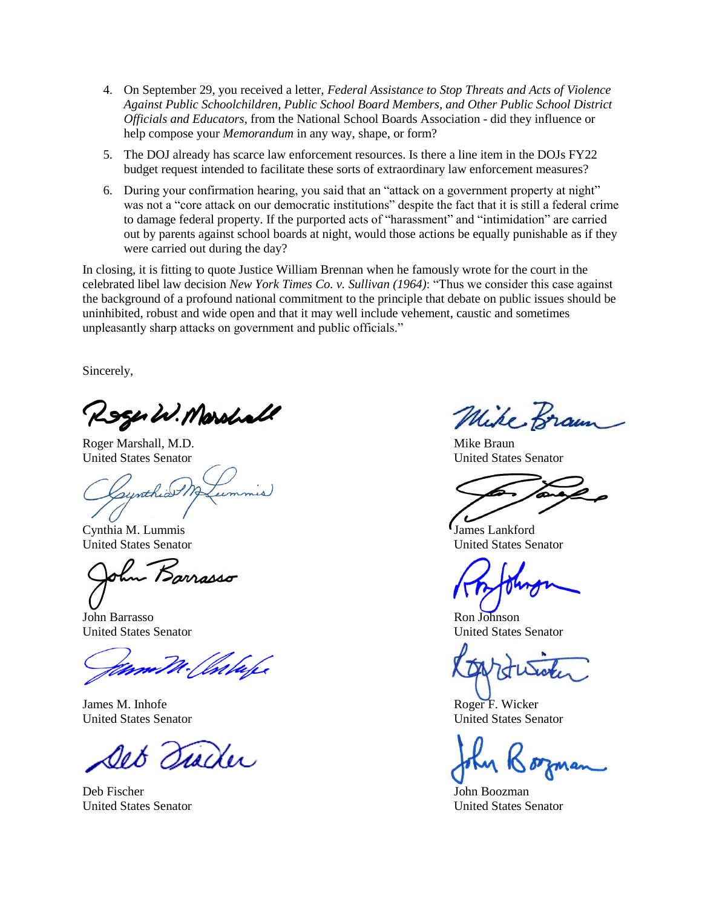4. On September 29, you received a letter, *Federal Assistance to Stop Threats and Acts of Violence Against Public Schoolchildren, Public School Board Members, and Other Public School District Officials and Educators*, from the National School Boards Association - did they influence or help compose your *Memorandum* in any way, shape, or form?

5. The DOJ already has scarce law enforcement resources. Is there a line item in the DOJs FY22 budget request intended to facilitate these sorts of extraordinary law enforcement measures?

6. During your confirmation hearing, you said that an "attack on a government property at night" was not a "core attack on our democratic institutions" despite the fact that it is still a federal crime to damage federal property. If the purported acts of "harassment" and "intimidation" are carried out by parents against school boards at night, would those actions be equally punishable as if they were carried out during the day?

In closing, it is fitting to quote Justice William Brennan when he famously wrote for the court in the celebrated libel law decision *New York Times Co. v. Sullivan (1964)*: "Thus we consider this case against the background of a profound national commitment to the principle that debate on public issues should be uninhibited, robust and wide open and that it may well include vehement, caustic and sometimes unpleasantly sharp attacks on government and public officials."

Sincerely,

Roger Marshall, M.D.
United States Senator

Mike Braun
United States Senator

Cynthia M. Lummis
United States Senator

James Lankford
United States Senator

John Barrasso
United States Senator

Ron Johnson
United States Senator

James M. Inhofe
United States Senator

Roger F. Wicker
United States Senator

Deb Fischer
United States Senator

John Boozman
United States Senator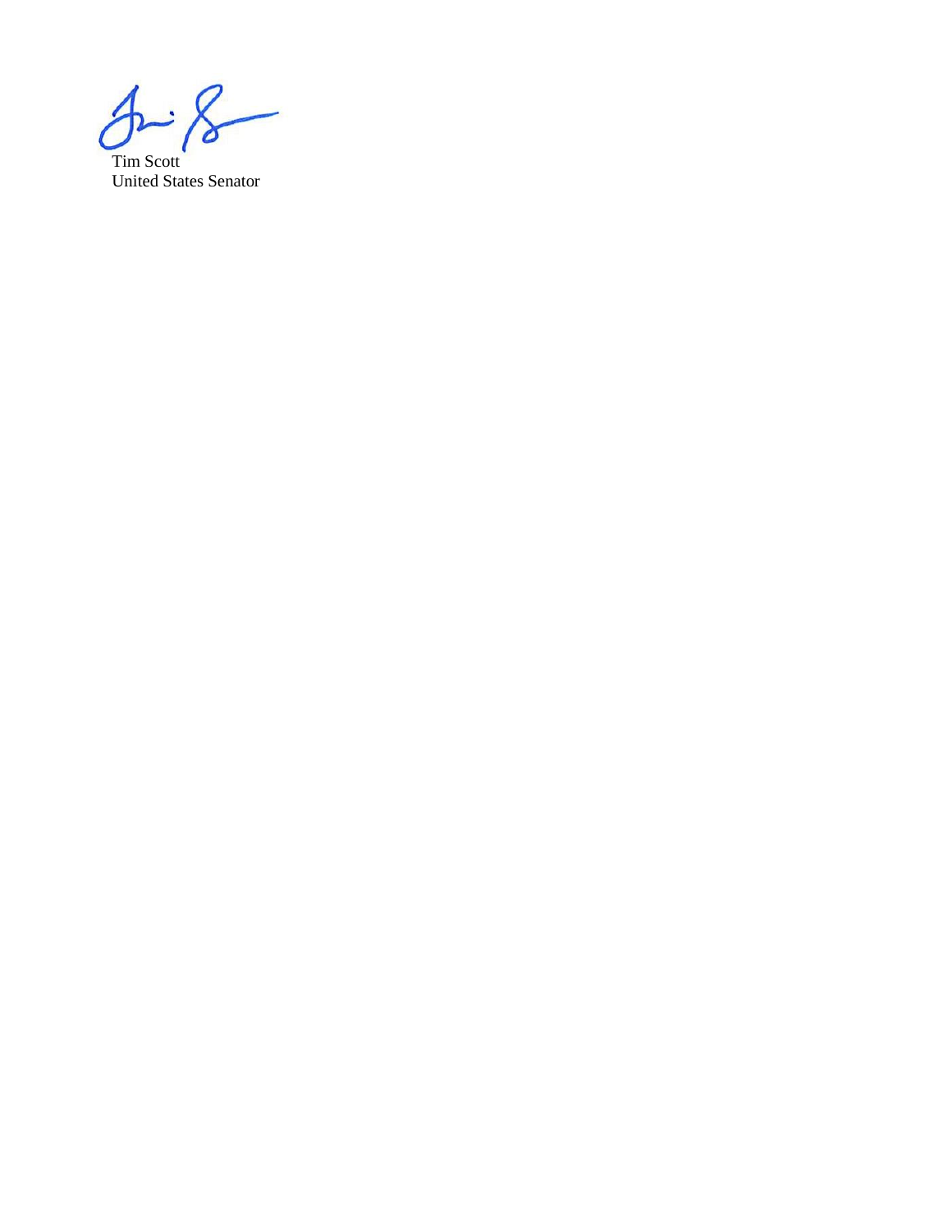Tim Scott
United States Senator